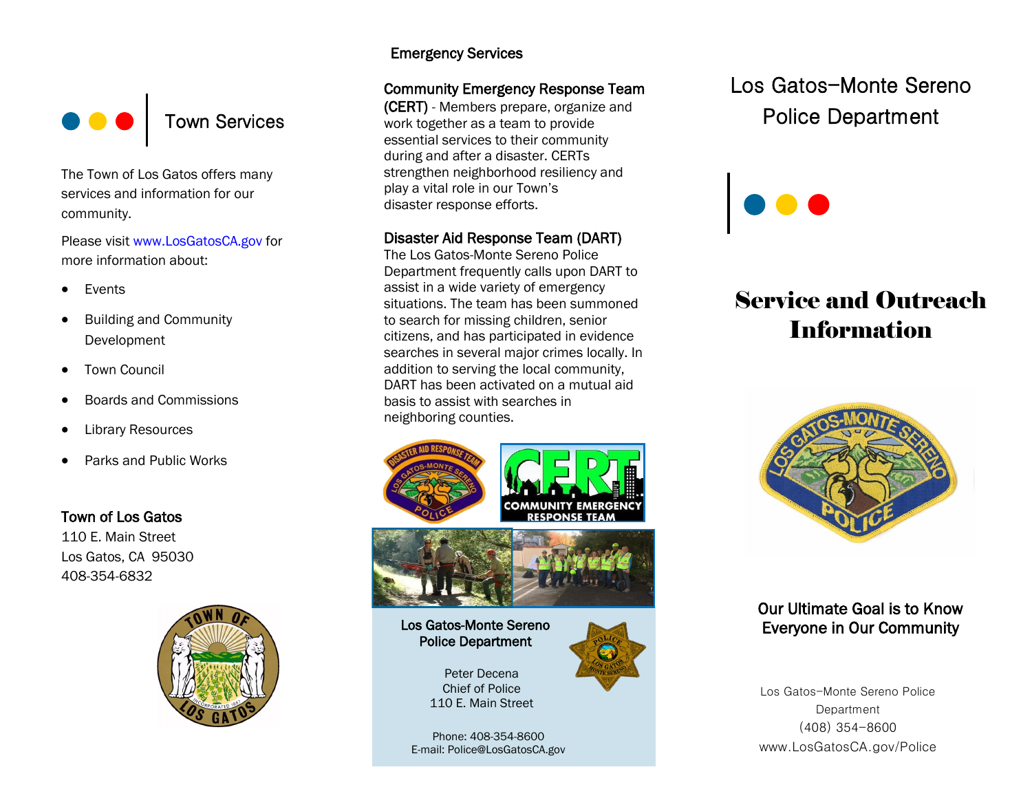## Town Services

The Town of Los Gatos offers many services and information for our community.

Please visit www.LosGatosCA.gov for more information about:

- Events
- Building and Community Development
- Town Council
- Boards and Commissions
- Library Resources
- Parks and Public Works

**Town of Los Gatos**
110 E. Main Street
Los Gatos, CA 95030
408-354-6832

## Emergency Services

**Community Emergency Response Team (CERT)** - Members prepare, organize and work together as a team to provide essential services to their community during and after a disaster. CERTs strengthen neighborhood resiliency and play a vital role in our Town's disaster response efforts.

**Disaster Aid Response Team (DART)**
The Los Gatos-Monte Sereno Police Department frequently calls upon DART to assist in a wide variety of emergency situations. The team has been summoned to search for missing children, senior citizens, and has participated in evidence searches in several major crimes locally. In addition to serving the local community, DART has been activated on a mutual aid basis to assist with searches in neighboring counties.

**Los Gatos-Monte Sereno Police Department**

Peter Decena
Chief of Police
110 E. Main Street

Phone: 408-354-8600
E-mail: Police@LosGatosCA.gov

# Los Gatos–Monte Sereno Police Department

# Service and Outreach Information

**Our Ultimate Goal is to Know Everyone in Our Community**

Los Gatos–Monte Sereno Police Department
(408) 354–8600
www.LosGatosCA.gov/Police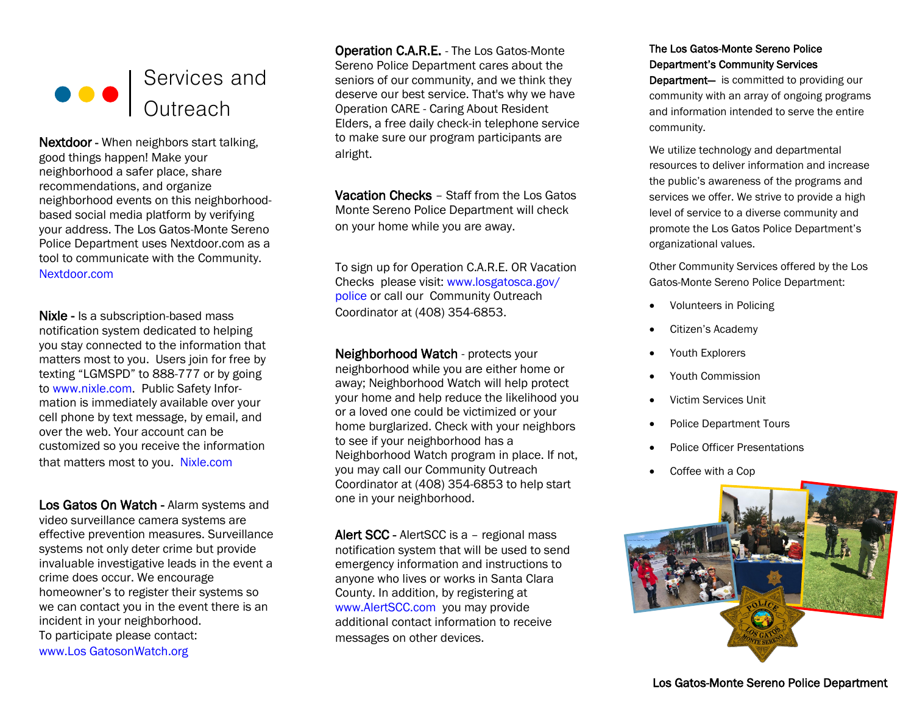# Services and Outreach

**Nextdoor** - When neighbors start talking, good things happen! Make your neighborhood a safer place, share recommendations, and organize neighborhood events on this neighborhood-based social media platform by verifying your address. The Los Gatos-Monte Sereno Police Department uses Nextdoor.com as a tool to communicate with the Community. Nextdoor.com

**Nixle** - Is a subscription-based mass notification system dedicated to helping you stay connected to the information that matters most to you. Users join for free by texting "LGMSPD" to 888-777 or by going to www.nixle.com. Public Safety Information is immediately available over your cell phone by text message, by email, and over the web. Your account can be customized so you receive the information that matters most to you. Nixle.com

**Los Gatos On Watch** - Alarm systems and video surveillance camera systems are effective prevention measures. Surveillance systems not only deter crime but provide invaluable investigative leads in the event a crime does occur. We encourage homeowner's to register their systems so we can contact you in the event there is an incident in your neighborhood.
To participate please contact:
www.Los GatosonWatch.org

**Operation C.A.R.E.** - The Los Gatos-Monte Sereno Police Department cares about the seniors of our community, and we think they deserve our best service. That's why we have Operation CARE - Caring About Resident Elders, a free daily check-in telephone service to make sure our program participants are alright.

**Vacation Checks** – Staff from the Los Gatos Monte Sereno Police Department will check on your home while you are away.

To sign up for Operation C.A.R.E. OR Vacation Checks please visit: www.losgatosca.gov/police or call our Community Outreach Coordinator at (408) 354-6853.

**Neighborhood Watch** - protects your neighborhood while you are either home or away; Neighborhood Watch will help protect your home and help reduce the likelihood you or a loved one could be victimized or your home burglarized. Check with your neighbors to see if your neighborhood has a Neighborhood Watch program in place. If not, you may call our Community Outreach Coordinator at (408) 354-6853 to help start one in your neighborhood.

**Alert SCC** - AlertSCC is a – regional mass notification system that will be used to send emergency information and instructions to anyone who lives or works in Santa Clara County. In addition, by registering at www.AlertSCC.com you may provide additional contact information to receive messages on other devices.

**The Los Gatos-Monte Sereno Police Department's Community Services Department**— is committed to providing our community with an array of ongoing programs and information intended to serve the entire community.

We utilize technology and departmental resources to deliver information and increase the public's awareness of the programs and services we offer. We strive to provide a high level of service to a diverse community and promote the Los Gatos Police Department's organizational values.

Other Community Services offered by the Los Gatos-Monte Sereno Police Department:

- Volunteers in Policing
- Citizen's Academy
- Youth Explorers
- Youth Commission
- Victim Services Unit
- Police Department Tours
- Police Officer Presentations
- Coffee with a Cop

Los Gatos-Monte Sereno Police Department